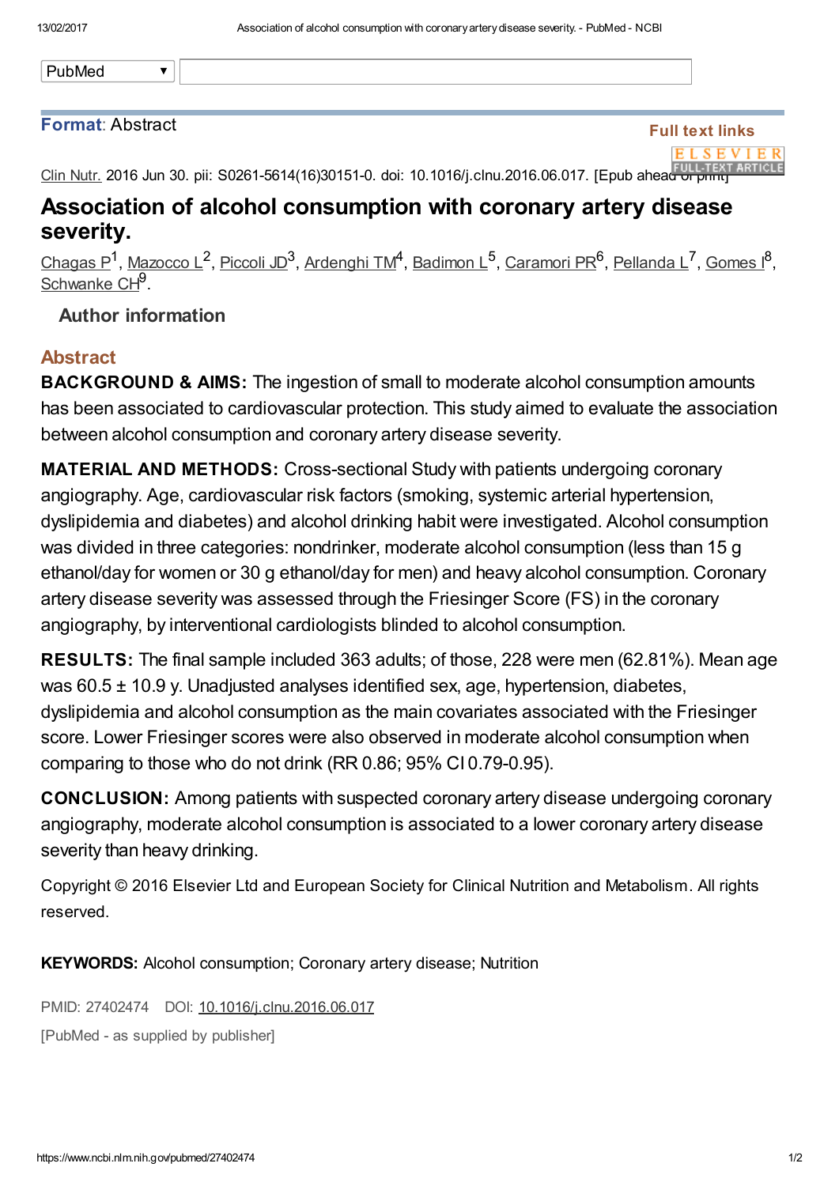PubMed

**Format**: Abstract

Full text links

Clin Nutr. 2016 Jun 30. pii: S0261-5614(16)30151-0. doi: 10.1016/j.clnu.2016.06.017. [Epub ahead of print]

# Association of alcohol consumption with coronary artery disease severity.

Chagas P[1], Mazzocco L[2], Piccoli JD[3], Ardenghi TM[4], Badimon L[5], Caramori PR[6], Pellanda L[7], Gomes I[8], Schwanke CH[9].

Author information

## Abstract

**BACKGROUND & AIMS:** The ingestion of small to moderate alcohol consumption amounts has been associated to cardiovascular protection. This study aimed to evaluate the association between alcohol consumption and coronary artery disease severity.

**MATERIAL AND METHODS:** Cross-sectional Study with patients undergoing coronary angiography. Age, cardiovascular risk factors (smoking, systemic arterial hypertension, dyslipidemia and diabetes) and alcohol drinking habit were investigated. Alcohol consumption was divided in three categories: nondrinker, moderate alcohol consumption (less than 15 g ethanol/day for women or 30 g ethanol/day for men) and heavy alcohol consumption. Coronary artery disease severity was assessed through the Friesinger Score (FS) in the coronary angiography, by interventional cardiologists blinded to alcohol consumption.

**RESULTS:** The final sample included 363 adults; of those, 228 were men (62.81%). Mean age was 60.5 ± 10.9 y. Unadjusted analyses identified sex, age, hypertension, diabetes, dyslipidemia and alcohol consumption as the main covariates associated with the Friesinger score. Lower Friesinger scores were also observed in moderate alcohol consumption when comparing to those who do not drink (RR 0.86; 95% CI 0.79-0.95).

**CONCLUSION:** Among patients with suspected coronary artery disease undergoing coronary angiography, moderate alcohol consumption is associated to a lower coronary artery disease severity than heavy drinking.

Copyright © 2016 Elsevier Ltd and European Society for Clinical Nutrition and Metabolism. All rights reserved.

**KEYWORDS:** Alcohol consumption; Coronary artery disease; Nutrition

PMID: 27402474 DOI: 10.1016/j.clnu.2016.06.017

[PubMed - as supplied by publisher]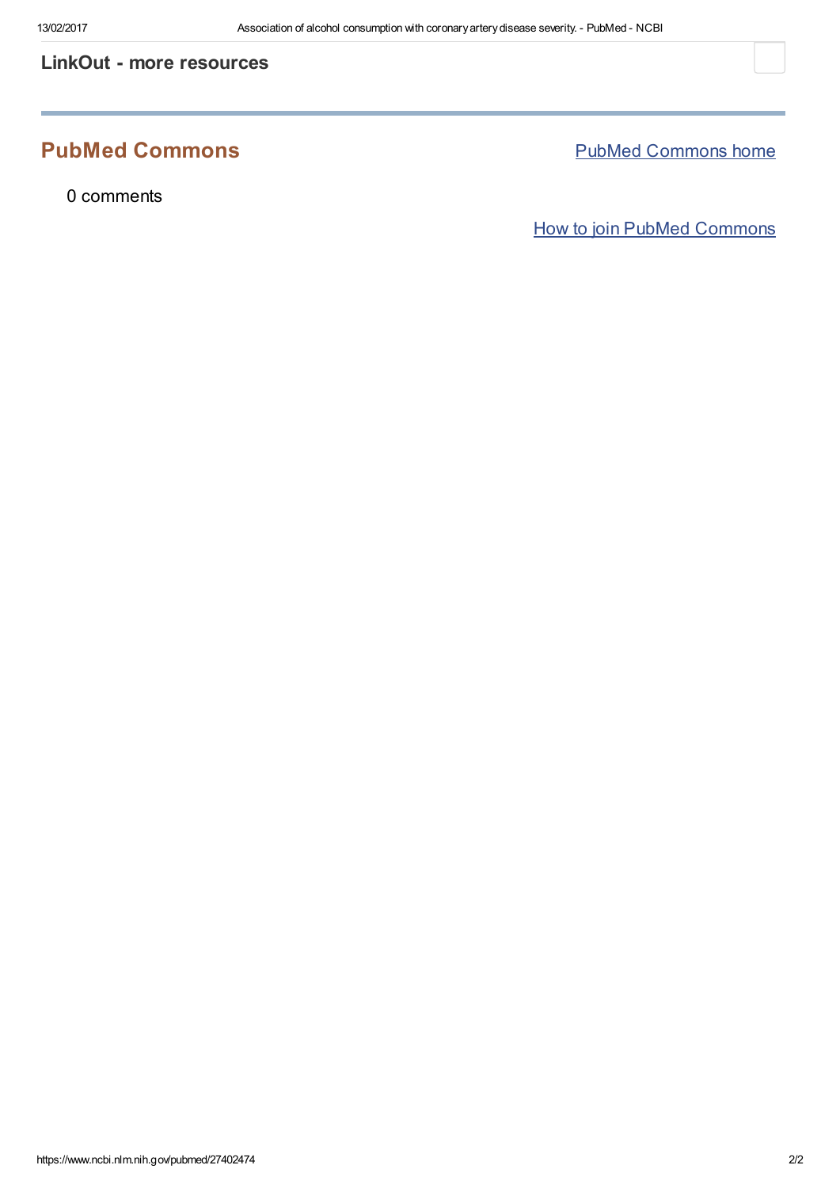## LinkOut - more resources

## PubMed Commons

PubMed Commons home

0 comments

How to join PubMed Commons